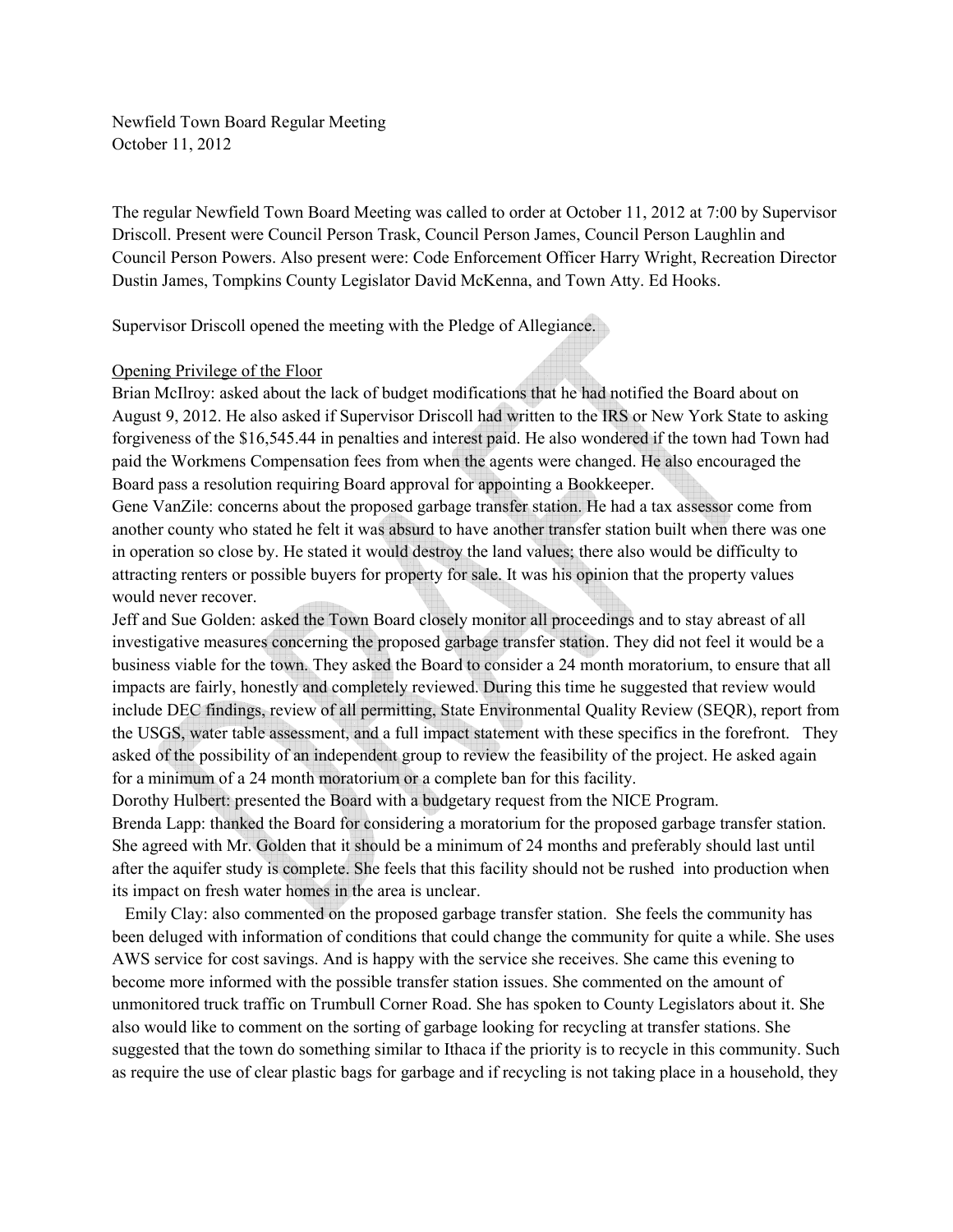Newfield Town Board Regular Meeting
October 11, 2012

The regular Newfield Town Board Meeting was called to order at October 11, 2012 at 7:00 by Supervisor Driscoll. Present were Council Person Trask, Council Person James, Council Person Laughlin and Council Person Powers. Also present were: Code Enforcement Officer Harry Wright, Recreation Director Dustin James, Tompkins County Legislator David McKenna, and Town Atty. Ed Hooks.

Supervisor Driscoll opened the meeting with the Pledge of Allegiance.

<u>Opening Privilege of the Floor</u>

Brian McIlroy: asked about the lack of budget modifications that he had notified the Board about on August 9, 2012. He also asked if Supervisor Driscoll had written to the IRS or New York State to asking forgiveness of the $16,545.44 in penalties and interest paid. He also wondered if the town had Town had paid the Workmens Compensation fees from when the agents were changed. He also encouraged the Board pass a resolution requiring Board approval for appointing a Bookkeeper.

Gene VanZile: concerns about the proposed garbage transfer station. He had a tax assessor come from another county who stated he felt it was absurd to have another transfer station built when there was one in operation so close by. He stated it would destroy the land values; there also would be difficulty to attracting renters or possible buyers for property for sale. It was his opinion that the property values would never recover.

Jeff and Sue Golden: asked the Town Board closely monitor all proceedings and to stay abreast of all investigative measures concerning the proposed garbage transfer station. They did not feel it would be a business viable for the town. They asked the Board to consider a 24 month moratorium, to ensure that all impacts are fairly, honestly and completely reviewed. During this time he suggested that review would include DEC findings, review of all permitting, State Environmental Quality Review (SEQR), report from the USGS, water table assessment, and a full impact statement with these specifics in the forefront. They asked of the possibility of an independent group to review the feasibility of the project. He asked again for a minimum of a 24 month moratorium or a complete ban for this facility.

Dorothy Hulbert: presented the Board with a budgetary request from the NICE Program.

Brenda Lapp: thanked the Board for considering a moratorium for the proposed garbage transfer station. She agreed with Mr. Golden that it should be a minimum of 24 months and preferably should last until after the aquifer study is complete. She feels that this facility should not be rushed into production when its impact on fresh water homes in the area is unclear.

Emily Clay: also commented on the proposed garbage transfer station. She feels the community has been deluged with information of conditions that could change the community for quite a while. She uses AWS service for cost savings. And is happy with the service she receives. She came this evening to become more informed with the possible transfer station issues. She commented on the amount of unmonitored truck traffic on Trumbull Corner Road. She has spoken to County Legislators about it. She also would like to comment on the sorting of garbage looking for recycling at transfer stations. She suggested that the town do something similar to Ithaca if the priority is to recycle in this community. Such as require the use of clear plastic bags for garbage and if recycling is not taking place in a household, they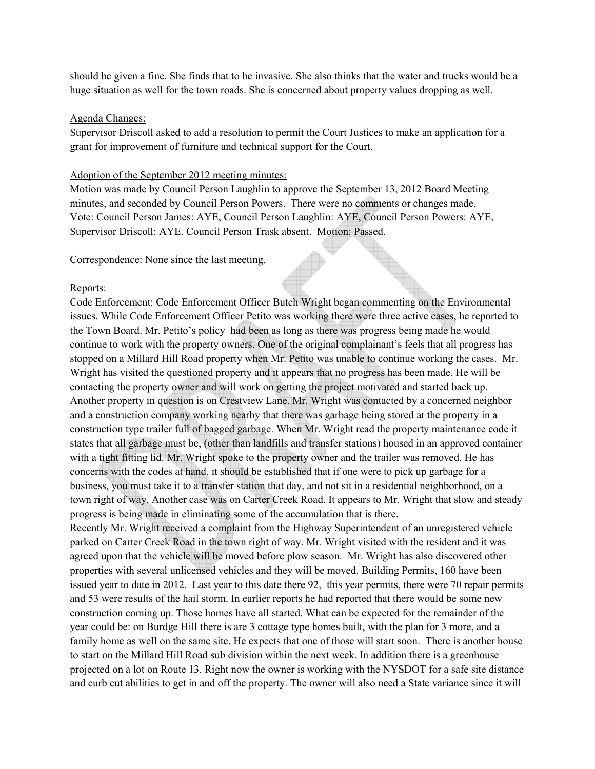should be given a fine. She finds that to be invasive. She also thinks that the water and trucks would be a huge situation as well for the town roads. She is concerned about property values dropping as well.

Agenda Changes:

Supervisor Driscoll asked to add a resolution to permit the Court Justices to make an application for a grant for improvement of furniture and technical support for the Court.

Adoption of the September 2012 meeting minutes:

Motion was made by Council Person Laughlin to approve the September 13, 2012 Board Meeting minutes, and seconded by Council Person Powers. There were no comments or changes made. Vote: Council Person James: AYE, Council Person Laughlin: AYE, Council Person Powers: AYE, Supervisor Driscoll: AYE. Council Person Trask absent. Motion: Passed.

Correspondence: None since the last meeting.

Reports:

Code Enforcement: Code Enforcement Officer Butch Wright began commenting on the Environmental issues. While Code Enforcement Officer Petito was working there were three active cases, he reported to the Town Board. Mr. Petito's policy had been as long as there was progress being made he would continue to work with the property owners. One of the original complainant's feels that all progress has stopped on a Millard Hill Road property when Mr. Petito was unable to continue working the cases. Mr. Wright has visited the questioned property and it appears that no progress has been made. He will be contacting the property owner and will work on getting the project motivated and started back up. Another property in question is on Crestview Lane. Mr. Wright was contacted by a concerned neighbor and a construction company working nearby that there was garbage being stored at the property in a construction type trailer full of bagged garbage. When Mr. Wright read the property maintenance code it states that all garbage must be, (other than landfills and transfer stations) housed in an approved container with a tight fitting lid. Mr. Wright spoke to the property owner and the trailer was removed. He has concerns with the codes at hand, it should be established that if one were to pick up garbage for a business, you must take it to a transfer station that day, and not sit in a residential neighborhood, on a town right of way. Another case was on Carter Creek Road. It appears to Mr. Wright that slow and steady progress is being made in eliminating some of the accumulation that is there.

Recently Mr. Wright received a complaint from the Highway Superintendent of an unregistered vehicle parked on Carter Creek Road in the town right of way. Mr. Wright visited with the resident and it was agreed upon that the vehicle will be moved before plow season. Mr. Wright has also discovered other properties with several unlicensed vehicles and they will be moved. Building Permits, 160 have been issued year to date in 2012. Last year to this date there 92, this year permits, there were 70 repair permits and 53 were results of the hail storm. In earlier reports he had reported that there would be some new construction coming up. Those homes have all started. What can be expected for the remainder of the year could be: on Burdge Hill there is are 3 cottage type homes built, with the plan for 3 more, and a family home as well on the same site. He expects that one of those will start soon. There is another house to start on the Millard Hill Road sub division within the next week. In addition there is a greenhouse projected on a lot on Route 13. Right now the owner is working with the NYSDOT for a safe site distance and curb cut abilities to get in and off the property. The owner will also need a State variance since it will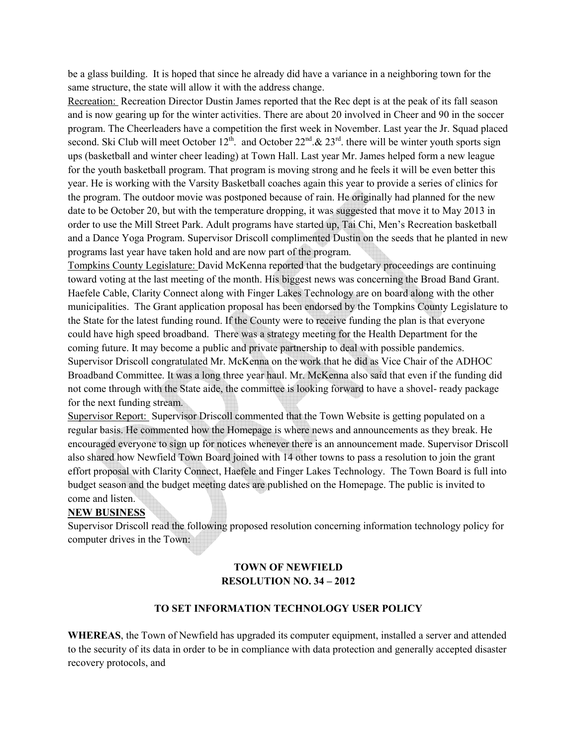be a glass building. It is hoped that since he already did have a variance in a neighboring town for the same structure, the state will allow it with the address change.

Recreation: Recreation Director Dustin James reported that the Rec dept is at the peak of its fall season and is now gearing up for the winter activities. There are about 20 involved in Cheer and 90 in the soccer program. The Cheerleaders have a competition the first week in November. Last year the Jr. Squad placed second. Ski Club will meet October 12th. and October 22nd.& 23rd. there will be winter youth sports sign ups (basketball and winter cheer leading) at Town Hall. Last year Mr. James helped form a new league for the youth basketball program. That program is moving strong and he feels it will be even better this year. He is working with the Varsity Basketball coaches again this year to provide a series of clinics for the program. The outdoor movie was postponed because of rain. He originally had planned for the new date to be October 20, but with the temperature dropping, it was suggested that move it to May 2013 in order to use the Mill Street Park. Adult programs have started up, Tai Chi, Men's Recreation basketball and a Dance Yoga Program. Supervisor Driscoll complimented Dustin on the seeds that he planted in new programs last year have taken hold and are now part of the program.

Tompkins County Legislature: David McKenna reported that the budgetary proceedings are continuing toward voting at the last meeting of the month. His biggest news was concerning the Broad Band Grant. Haefele Cable, Clarity Connect along with Finger Lakes Technology are on board along with the other municipalities. The Grant application proposal has been endorsed by the Tompkins County Legislature to the State for the latest funding round. If the County were to receive funding the plan is that everyone could have high speed broadband. There was a strategy meeting for the Health Department for the coming future. It may become a public and private partnership to deal with possible pandemics. Supervisor Driscoll congratulated Mr. McKenna on the work that he did as Vice Chair of the ADHOC Broadband Committee. It was a long three year haul. Mr. McKenna also said that even if the funding did not come through with the State aide, the committee is looking forward to have a shovel- ready package for the next funding stream.

Supervisor Report: Supervisor Driscoll commented that the Town Website is getting populated on a regular basis. He commented how the Homepage is where news and announcements as they break. He encouraged everyone to sign up for notices whenever there is an announcement made. Supervisor Driscoll also shared how Newfield Town Board joined with 14 other towns to pass a resolution to join the grant effort proposal with Clarity Connect, Haefele and Finger Lakes Technology. The Town Board is full into budget season and the budget meeting dates are published on the Homepage. The public is invited to come and listen.

**NEW BUSINESS**

Supervisor Driscoll read the following proposed resolution concerning information technology policy for computer drives in the Town:

**TOWN OF NEWFIELD**
**RESOLUTION NO. 34 – 2012**

**TO SET INFORMATION TECHNOLOGY USER POLICY**

**WHEREAS**, the Town of Newfield has upgraded its computer equipment, installed a server and attended to the security of its data in order to be in compliance with data protection and generally accepted disaster recovery protocols, and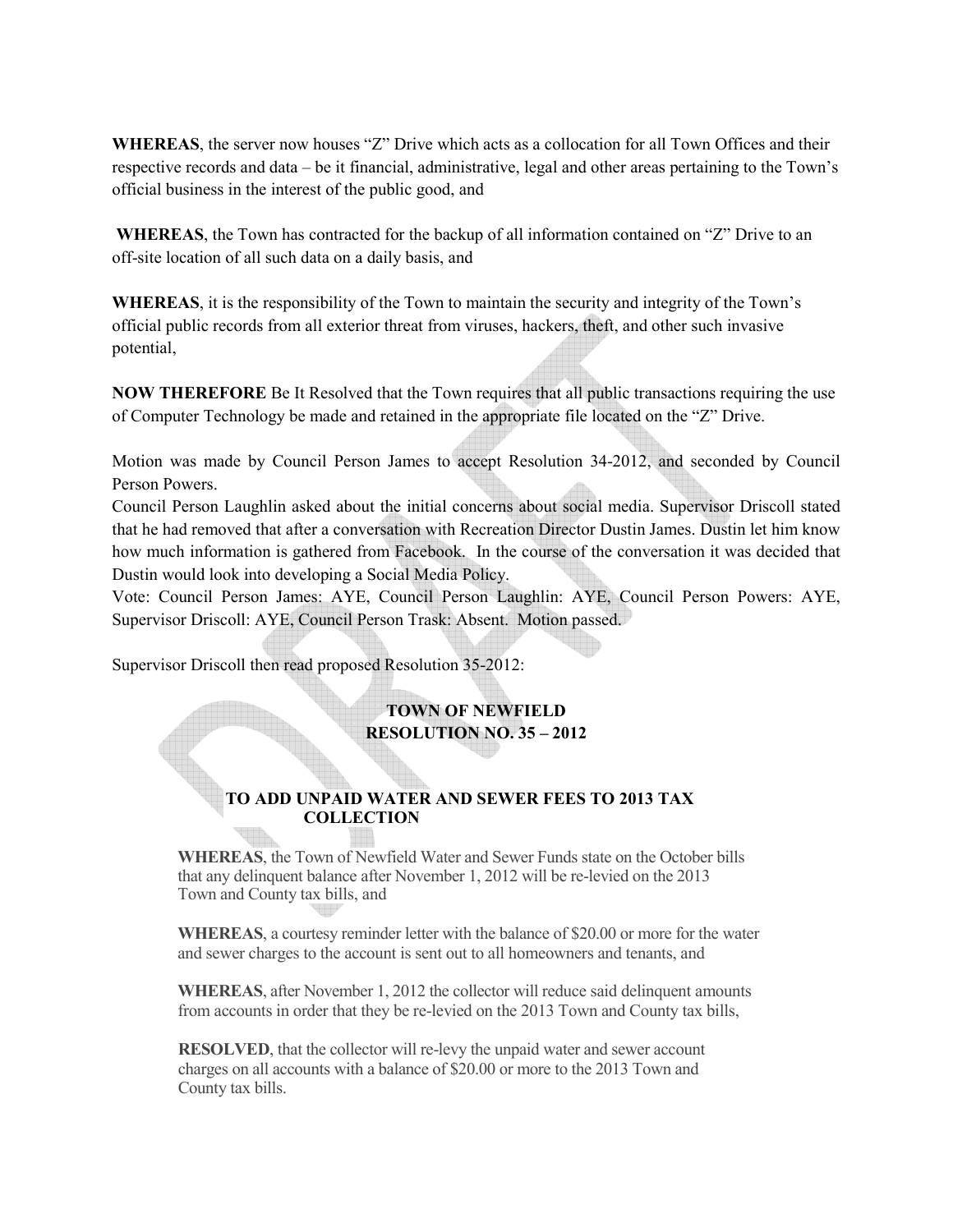**WHEREAS**, the server now houses "Z" Drive which acts as a collocation for all Town Offices and their respective records and data – be it financial, administrative, legal and other areas pertaining to the Town's official business in the interest of the public good, and

**WHEREAS**, the Town has contracted for the backup of all information contained on "Z" Drive to an off-site location of all such data on a daily basis, and

**WHEREAS**, it is the responsibility of the Town to maintain the security and integrity of the Town's official public records from all exterior threat from viruses, hackers, theft, and other such invasive potential,

**NOW THEREFORE** Be It Resolved that the Town requires that all public transactions requiring the use of Computer Technology be made and retained in the appropriate file located on the "Z" Drive.

Motion was made by Council Person James to accept Resolution 34-2012, and seconded by Council Person Powers.

Council Person Laughlin asked about the initial concerns about social media. Supervisor Driscoll stated that he had removed that after a conversation with Recreation Director Dustin James. Dustin let him know how much information is gathered from Facebook. In the course of the conversation it was decided that Dustin would look into developing a Social Media Policy.

Vote: Council Person James: AYE, Council Person Laughlin: AYE, Council Person Powers: AYE, Supervisor Driscoll: AYE, Council Person Trask: Absent. Motion passed.

Supervisor Driscoll then read proposed Resolution 35-2012:

**TOWN OF NEWFIELD**
**RESOLUTION NO. 35 – 2012**

**TO ADD UNPAID WATER AND SEWER FEES TO 2013 TAX COLLECTION**

**WHEREAS**, the Town of Newfield Water and Sewer Funds state on the October bills that any delinquent balance after November 1, 2012 will be re-levied on the 2013 Town and County tax bills, and

**WHEREAS**, a courtesy reminder letter with the balance of $20.00 or more for the water and sewer charges to the account is sent out to all homeowners and tenants, and

**WHEREAS**, after November 1, 2012 the collector will reduce said delinquent amounts from accounts in order that they be re-levied on the 2013 Town and County tax bills,

**RESOLVED**, that the collector will re-levy the unpaid water and sewer account charges on all accounts with a balance of $20.00 or more to the 2013 Town and County tax bills.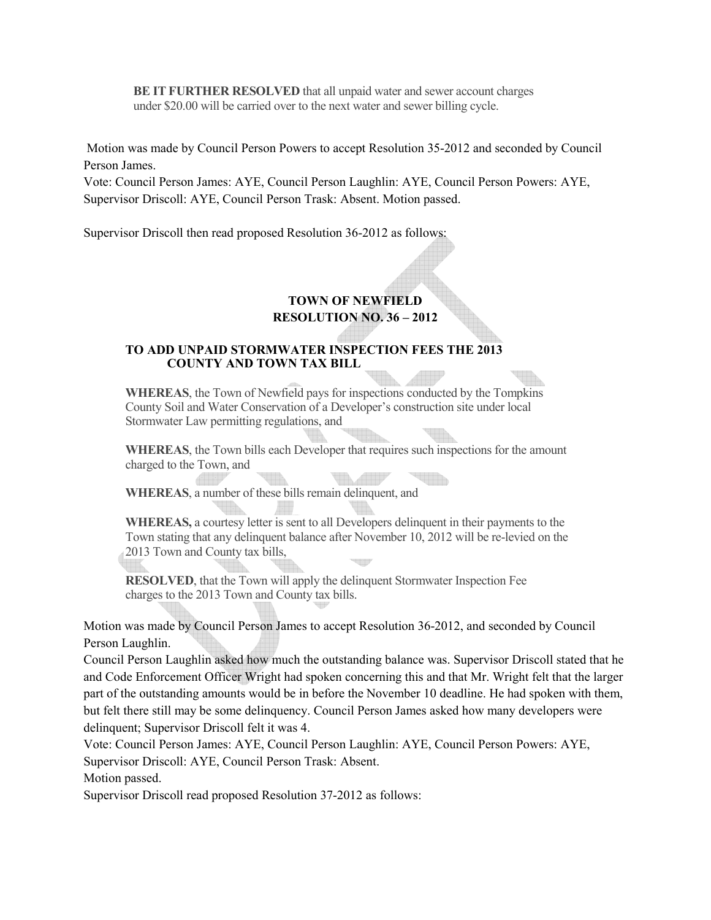**BE IT FURTHER RESOLVED** that all unpaid water and sewer account charges under $20.00 will be carried over to the next water and sewer billing cycle.

Motion was made by Council Person Powers to accept Resolution 35-2012 and seconded by Council Person James.

Vote: Council Person James: AYE, Council Person Laughlin: AYE, Council Person Powers: AYE, Supervisor Driscoll: AYE, Council Person Trask: Absent. Motion passed.

Supervisor Driscoll then read proposed Resolution 36-2012 as follows:

**TOWN OF NEWFIELD**
**RESOLUTION NO. 36 – 2012**

**TO ADD UNPAID STORMWATER INSPECTION FEES THE 2013 COUNTY AND TOWN TAX BILL**

**WHEREAS**, the Town of Newfield pays for inspections conducted by the Tompkins County Soil and Water Conservation of a Developer's construction site under local Stormwater Law permitting regulations, and

**WHEREAS**, the Town bills each Developer that requires such inspections for the amount charged to the Town, and

**WHEREAS**, a number of these bills remain delinquent, and

**WHEREAS,** a courtesy letter is sent to all Developers delinquent in their payments to the Town stating that any delinquent balance after November 10, 2012 will be re-levied on the 2013 Town and County tax bills,

**RESOLVED**, that the Town will apply the delinquent Stormwater Inspection Fee charges to the 2013 Town and County tax bills.

Motion was made by Council Person James to accept Resolution 36-2012, and seconded by Council Person Laughlin.

Council Person Laughlin asked how much the outstanding balance was. Supervisor Driscoll stated that he and Code Enforcement Officer Wright had spoken concerning this and that Mr. Wright felt that the larger part of the outstanding amounts would be in before the November 10 deadline. He had spoken with them, but felt there still may be some delinquency. Council Person James asked how many developers were delinquent; Supervisor Driscoll felt it was 4.

Vote: Council Person James: AYE, Council Person Laughlin: AYE, Council Person Powers: AYE, Supervisor Driscoll: AYE, Council Person Trask: Absent.

Motion passed.

Supervisor Driscoll read proposed Resolution 37-2012 as follows: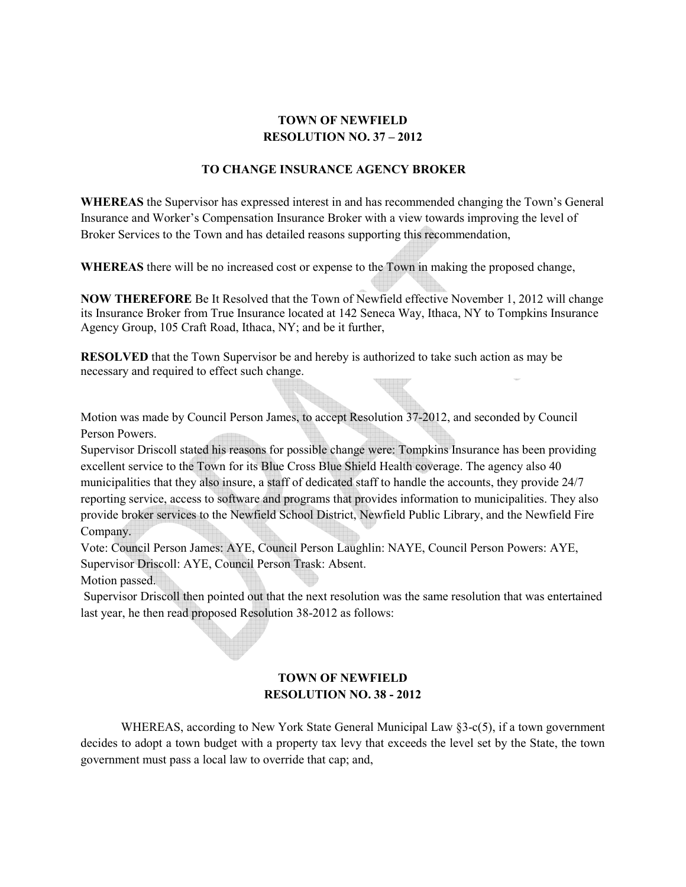**TOWN OF NEWFIELD**
**RESOLUTION NO. 37 – 2012**

**TO CHANGE INSURANCE AGENCY BROKER**

**WHEREAS** the Supervisor has expressed interest in and has recommended changing the Town's General Insurance and Worker's Compensation Insurance Broker with a view towards improving the level of Broker Services to the Town and has detailed reasons supporting this recommendation,

**WHEREAS** there will be no increased cost or expense to the Town in making the proposed change,

**NOW THEREFORE** Be It Resolved that the Town of Newfield effective November 1, 2012 will change its Insurance Broker from True Insurance located at 142 Seneca Way, Ithaca, NY to Tompkins Insurance Agency Group, 105 Craft Road, Ithaca, NY; and be it further,

**RESOLVED** that the Town Supervisor be and hereby is authorized to take such action as may be necessary and required to effect such change.

Motion was made by Council Person James, to accept Resolution 37-2012, and seconded by Council Person Powers.
Supervisor Driscoll stated his reasons for possible change were: Tompkins Insurance has been providing excellent service to the Town for its Blue Cross Blue Shield Health coverage. The agency also 40 municipalities that they also insure, a staff of dedicated staff to handle the accounts, they provide 24/7 reporting service, access to software and programs that provides information to municipalities. They also provide broker services to the Newfield School District, Newfield Public Library, and the Newfield Fire Company.
Vote: Council Person James: AYE, Council Person Laughlin: NAYE, Council Person Powers: AYE, Supervisor Driscoll: AYE, Council Person Trask: Absent.
Motion passed.
Supervisor Driscoll then pointed out that the next resolution was the same resolution that was entertained last year, he then read proposed Resolution 38-2012 as follows:

**TOWN OF NEWFIELD**
**RESOLUTION NO. 38 - 2012**

WHEREAS, according to New York State General Municipal Law §3-c(5), if a town government decides to adopt a town budget with a property tax levy that exceeds the level set by the State, the town government must pass a local law to override that cap; and,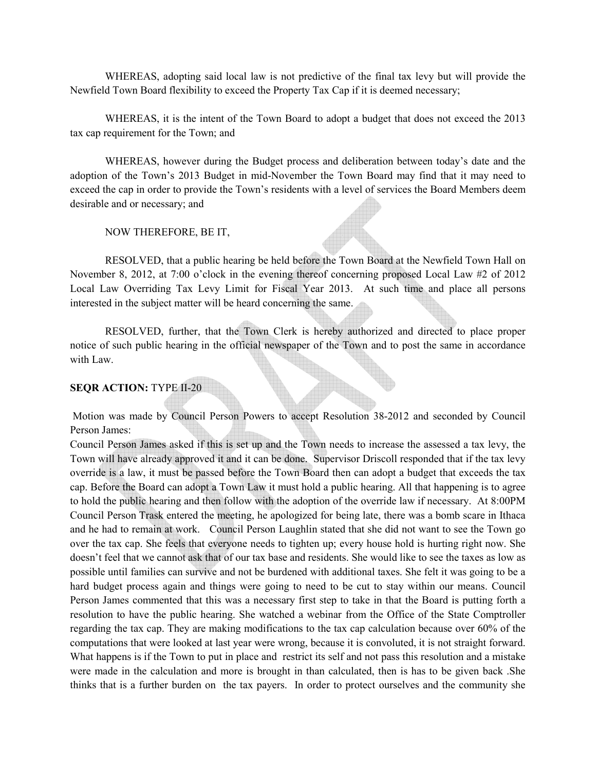WHEREAS, adopting said local law is not predictive of the final tax levy but will provide the Newfield Town Board flexibility to exceed the Property Tax Cap if it is deemed necessary;

WHEREAS, it is the intent of the Town Board to adopt a budget that does not exceed the 2013 tax cap requirement for the Town; and

WHEREAS, however during the Budget process and deliberation between today's date and the adoption of the Town's 2013 Budget in mid-November the Town Board may find that it may need to exceed the cap in order to provide the Town's residents with a level of services the Board Members deem desirable and or necessary; and

NOW THEREFORE, BE IT,

RESOLVED, that a public hearing be held before the Town Board at the Newfield Town Hall on November 8, 2012, at 7:00 o'clock in the evening thereof concerning proposed Local Law #2 of 2012 Local Law Overriding Tax Levy Limit for Fiscal Year 2013. At such time and place all persons interested in the subject matter will be heard concerning the same.

RESOLVED, further, that the Town Clerk is hereby authorized and directed to place proper notice of such public hearing in the official newspaper of the Town and to post the same in accordance with Law.

**SEQR ACTION:** TYPE II-20

Motion was made by Council Person Powers to accept Resolution 38-2012 and seconded by Council Person James:
Council Person James asked if this is set up and the Town needs to increase the assessed a tax levy, the Town will have already approved it and it can be done. Supervisor Driscoll responded that if the tax levy override is a law, it must be passed before the Town Board then can adopt a budget that exceeds the tax cap. Before the Board can adopt a Town Law it must hold a public hearing. All that happening is to agree to hold the public hearing and then follow with the adoption of the override law if necessary. At 8:00PM Council Person Trask entered the meeting, he apologized for being late, there was a bomb scare in Ithaca and he had to remain at work. Council Person Laughlin stated that she did not want to see the Town go over the tax cap. She feels that everyone needs to tighten up; every house hold is hurting right now. She doesn't feel that we cannot ask that of our tax base and residents. She would like to see the taxes as low as possible until families can survive and not be burdened with additional taxes. She felt it was going to be a hard budget process again and things were going to need to be cut to stay within our means. Council Person James commented that this was a necessary first step to take in that the Board is putting forth a resolution to have the public hearing. She watched a webinar from the Office of the State Comptroller regarding the tax cap. They are making modifications to the tax cap calculation because over 60% of the computations that were looked at last year were wrong, because it is convoluted, it is not straight forward. What happens is if the Town to put in place and restrict its self and not pass this resolution and a mistake were made in the calculation and more is brought in than calculated, then is has to be given back .She thinks that is a further burden on the tax payers. In order to protect ourselves and the community she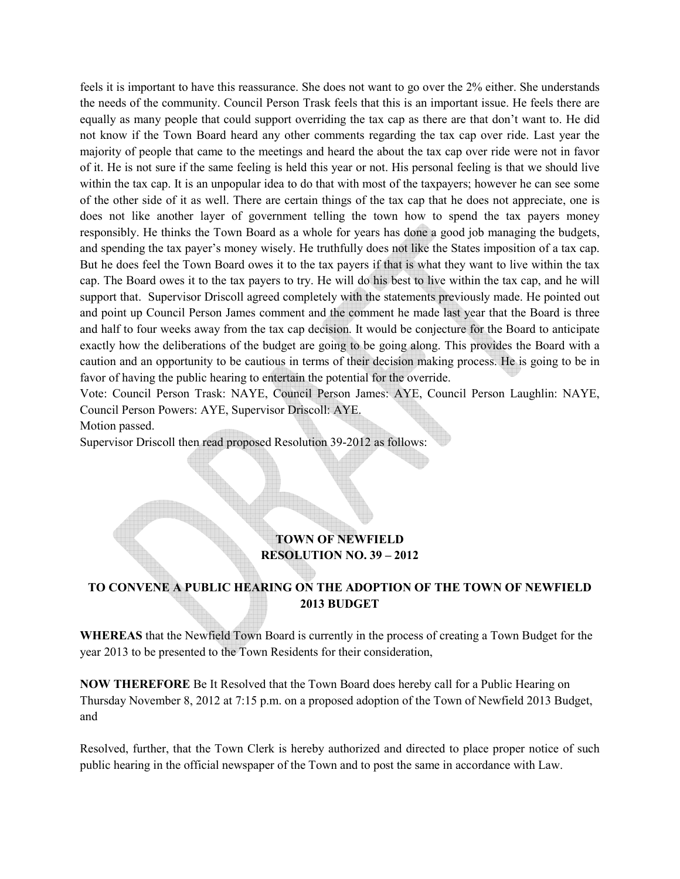feels it is important to have this reassurance. She does not want to go over the 2% either. She understands the needs of the community. Council Person Trask feels that this is an important issue. He feels there are equally as many people that could support overriding the tax cap as there are that don't want to. He did not know if the Town Board heard any other comments regarding the tax cap over ride. Last year the majority of people that came to the meetings and heard the about the tax cap over ride were not in favor of it. He is not sure if the same feeling is held this year or not. His personal feeling is that we should live within the tax cap. It is an unpopular idea to do that with most of the taxpayers; however he can see some of the other side of it as well. There are certain things of the tax cap that he does not appreciate, one is does not like another layer of government telling the town how to spend the tax payers money responsibly. He thinks the Town Board as a whole for years has done a good job managing the budgets, and spending the tax payer's money wisely. He truthfully does not like the States imposition of a tax cap. But he does feel the Town Board owes it to the tax payers if that is what they want to live within the tax cap. The Board owes it to the tax payers to try. He will do his best to live within the tax cap, and he will support that. Supervisor Driscoll agreed completely with the statements previously made. He pointed out and point up Council Person James comment and the comment he made last year that the Board is three and half to four weeks away from the tax cap decision. It would be conjecture for the Board to anticipate exactly how the deliberations of the budget are going to be going along. This provides the Board with a caution and an opportunity to be cautious in terms of their decision making process. He is going to be in favor of having the public hearing to entertain the potential for the override.

Vote: Council Person Trask: NAYE, Council Person James: AYE, Council Person Laughlin: NAYE, Council Person Powers: AYE, Supervisor Driscoll: AYE.

Motion passed.

Supervisor Driscoll then read proposed Resolution 39-2012 as follows:

**TOWN OF NEWFIELD**
**RESOLUTION NO. 39 – 2012**

**TO CONVENE A PUBLIC HEARING ON THE ADOPTION OF THE TOWN OF NEWFIELD 2013 BUDGET**

**WHEREAS** that the Newfield Town Board is currently in the process of creating a Town Budget for the year 2013 to be presented to the Town Residents for their consideration,

**NOW THEREFORE** Be It Resolved that the Town Board does hereby call for a Public Hearing on Thursday November 8, 2012 at 7:15 p.m. on a proposed adoption of the Town of Newfield 2013 Budget, and

Resolved, further, that the Town Clerk is hereby authorized and directed to place proper notice of such public hearing in the official newspaper of the Town and to post the same in accordance with Law.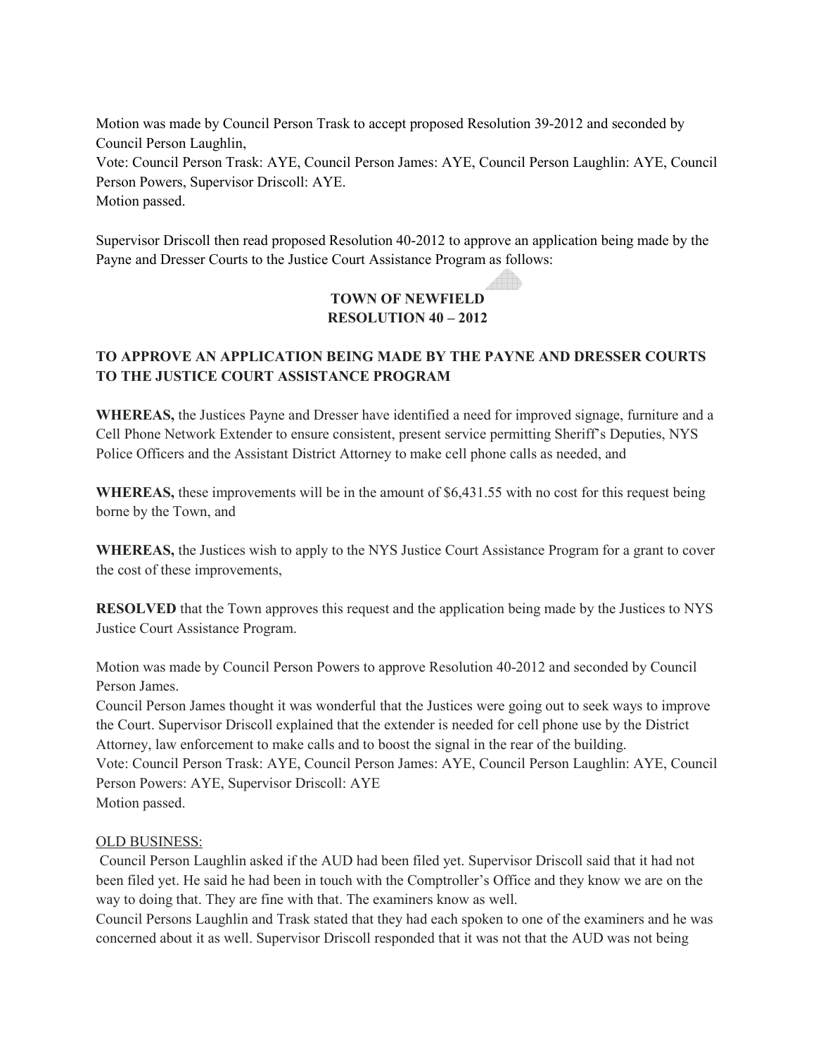Motion was made by Council Person Trask to accept proposed Resolution 39-2012 and seconded by Council Person Laughlin,
Vote: Council Person Trask: AYE, Council Person James: AYE, Council Person Laughlin: AYE, Council Person Powers, Supervisor Driscoll: AYE.
Motion passed.

Supervisor Driscoll then read proposed Resolution 40-2012 to approve an application being made by the Payne and Dresser Courts to the Justice Court Assistance Program as follows:

**TOWN OF NEWFIELD**
**RESOLUTION 40 – 2012**

**TO APPROVE AN APPLICATION BEING MADE BY THE PAYNE AND DRESSER COURTS TO THE JUSTICE COURT ASSISTANCE PROGRAM**

**WHEREAS,** the Justices Payne and Dresser have identified a need for improved signage, furniture and a Cell Phone Network Extender to ensure consistent, present service permitting Sheriff's Deputies, NYS Police Officers and the Assistant District Attorney to make cell phone calls as needed, and

**WHEREAS,** these improvements will be in the amount of $6,431.55 with no cost for this request being borne by the Town, and

**WHEREAS,** the Justices wish to apply to the NYS Justice Court Assistance Program for a grant to cover the cost of these improvements,

**RESOLVED** that the Town approves this request and the application being made by the Justices to NYS Justice Court Assistance Program.

Motion was made by Council Person Powers to approve Resolution 40-2012 and seconded by Council Person James.
Council Person James thought it was wonderful that the Justices were going out to seek ways to improve the Court. Supervisor Driscoll explained that the extender is needed for cell phone use by the District Attorney, law enforcement to make calls and to boost the signal in the rear of the building.
Vote: Council Person Trask: AYE, Council Person James: AYE, Council Person Laughlin: AYE, Council Person Powers: AYE, Supervisor Driscoll: AYE
Motion passed.

OLD BUSINESS:
Council Person Laughlin asked if the AUD had been filed yet. Supervisor Driscoll said that it had not been filed yet. He said he had been in touch with the Comptroller's Office and they know we are on the way to doing that. They are fine with that. The examiners know as well.
Council Persons Laughlin and Trask stated that they had each spoken to one of the examiners and he was concerned about it as well. Supervisor Driscoll responded that it was not that the AUD was not being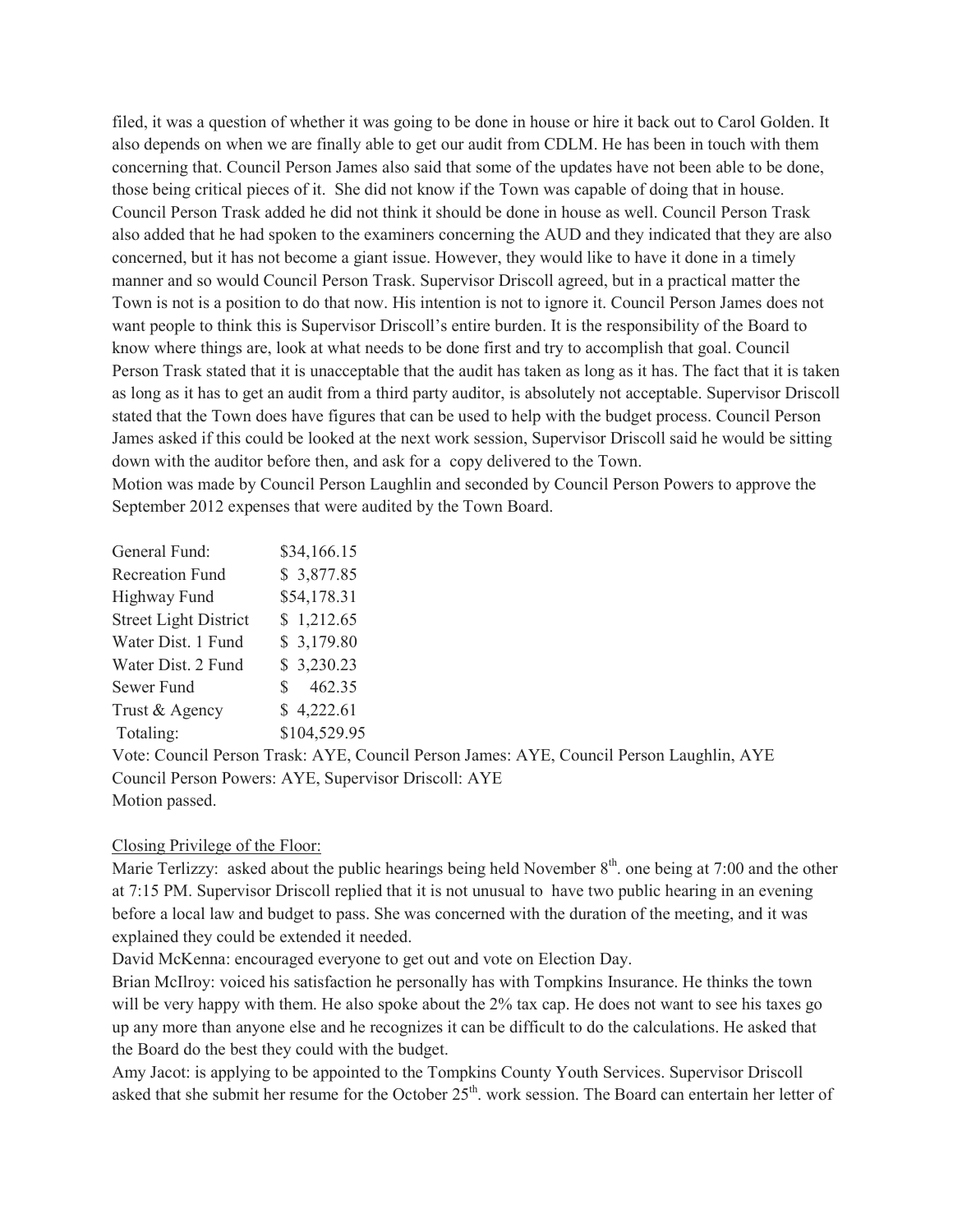filed, it was a question of whether it was going to be done in house or hire it back out to Carol Golden. It also depends on when we are finally able to get our audit from CDLM. He has been in touch with them concerning that. Council Person James also said that some of the updates have not been able to be done, those being critical pieces of it. She did not know if the Town was capable of doing that in house. Council Person Trask added he did not think it should be done in house as well. Council Person Trask also added that he had spoken to the examiners concerning the AUD and they indicated that they are also concerned, but it has not become a giant issue. However, they would like to have it done in a timely manner and so would Council Person Trask. Supervisor Driscoll agreed, but in a practical matter the Town is not is a position to do that now. His intention is not to ignore it. Council Person James does not want people to think this is Supervisor Driscoll's entire burden. It is the responsibility of the Board to know where things are, look at what needs to be done first and try to accomplish that goal. Council Person Trask stated that it is unacceptable that the audit has taken as long as it has. The fact that it is taken as long as it has to get an audit from a third party auditor, is absolutely not acceptable. Supervisor Driscoll stated that the Town does have figures that can be used to help with the budget process. Council Person James asked if this could be looked at the next work session, Supervisor Driscoll said he would be sitting down with the auditor before then, and ask for a copy delivered to the Town.

Motion was made by Council Person Laughlin and seconded by Council Person Powers to approve the September 2012 expenses that were audited by the Town Board.

| | |
|---|---|
| General Fund: | $34,166.15 |
| Recreation Fund | $ 3,877.85 |
| Highway Fund | $54,178.31 |
| Street Light District | $ 1,212.65 |
| Water Dist. 1 Fund | $ 3,179.80 |
| Water Dist. 2 Fund | $ 3,230.23 |
| Sewer Fund | $ 462.35 |
| Trust & Agency | $ 4,222.61 |
| Totaling: | $104,529.95 |

Vote: Council Person Trask: AYE, Council Person James: AYE, Council Person Laughlin, AYE
Council Person Powers: AYE, Supervisor Driscoll: AYE
Motion passed.

Closing Privilege of the Floor:

Marie Terlizzy: asked about the public hearings being held November 8th. one being at 7:00 and the other at 7:15 PM. Supervisor Driscoll replied that it is not unusual to have two public hearing in an evening before a local law and budget to pass. She was concerned with the duration of the meeting, and it was explained they could be extended it needed.

David McKenna: encouraged everyone to get out and vote on Election Day.

Brian McIlroy: voiced his satisfaction he personally has with Tompkins Insurance. He thinks the town will be very happy with them. He also spoke about the 2% tax cap. He does not want to see his taxes go up any more than anyone else and he recognizes it can be difficult to do the calculations. He asked that the Board do the best they could with the budget.

Amy Jacot: is applying to be appointed to the Tompkins County Youth Services. Supervisor Driscoll asked that she submit her resume for the October 25th. work session. The Board can entertain her letter of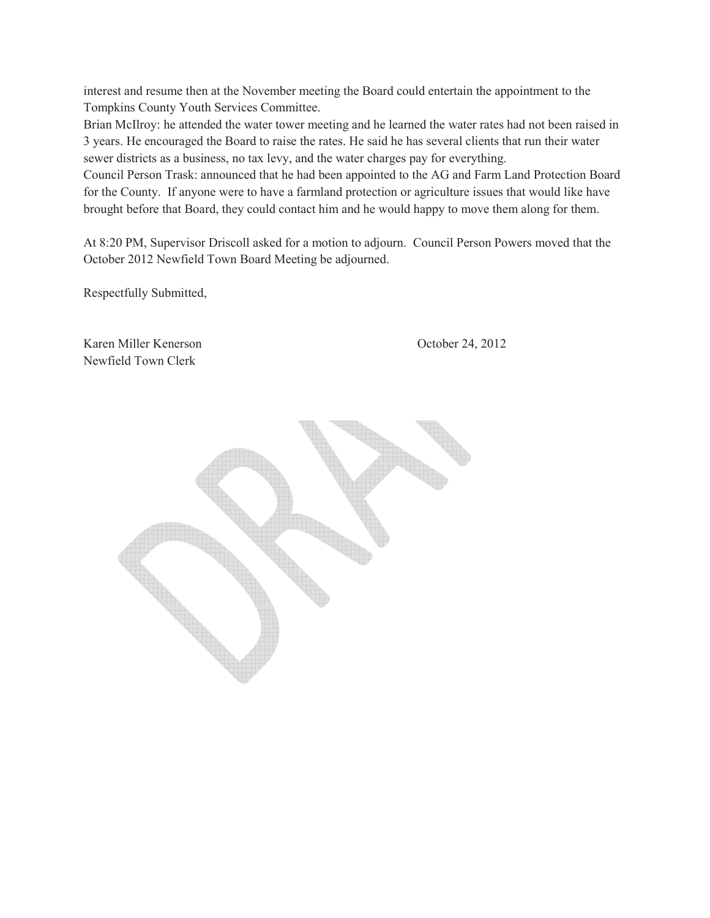interest and resume then at the November meeting the Board could entertain the appointment to the Tompkins County Youth Services Committee.

Brian McIlroy: he attended the water tower meeting and he learned the water rates had not been raised in 3 years. He encouraged the Board to raise the rates. He said he has several clients that run their water sewer districts as a business, no tax levy, and the water charges pay for everything.

Council Person Trask: announced that he had been appointed to the AG and Farm Land Protection Board for the County. If anyone were to have a farmland protection or agriculture issues that would like have brought before that Board, they could contact him and he would happy to move them along for them.

At 8:20 PM, Supervisor Driscoll asked for a motion to adjourn. Council Person Powers moved that the October 2012 Newfield Town Board Meeting be adjourned.

Respectfully Submitted,

Karen Miller Kenerson  
Newfield Town Clerk

October 24, 2012